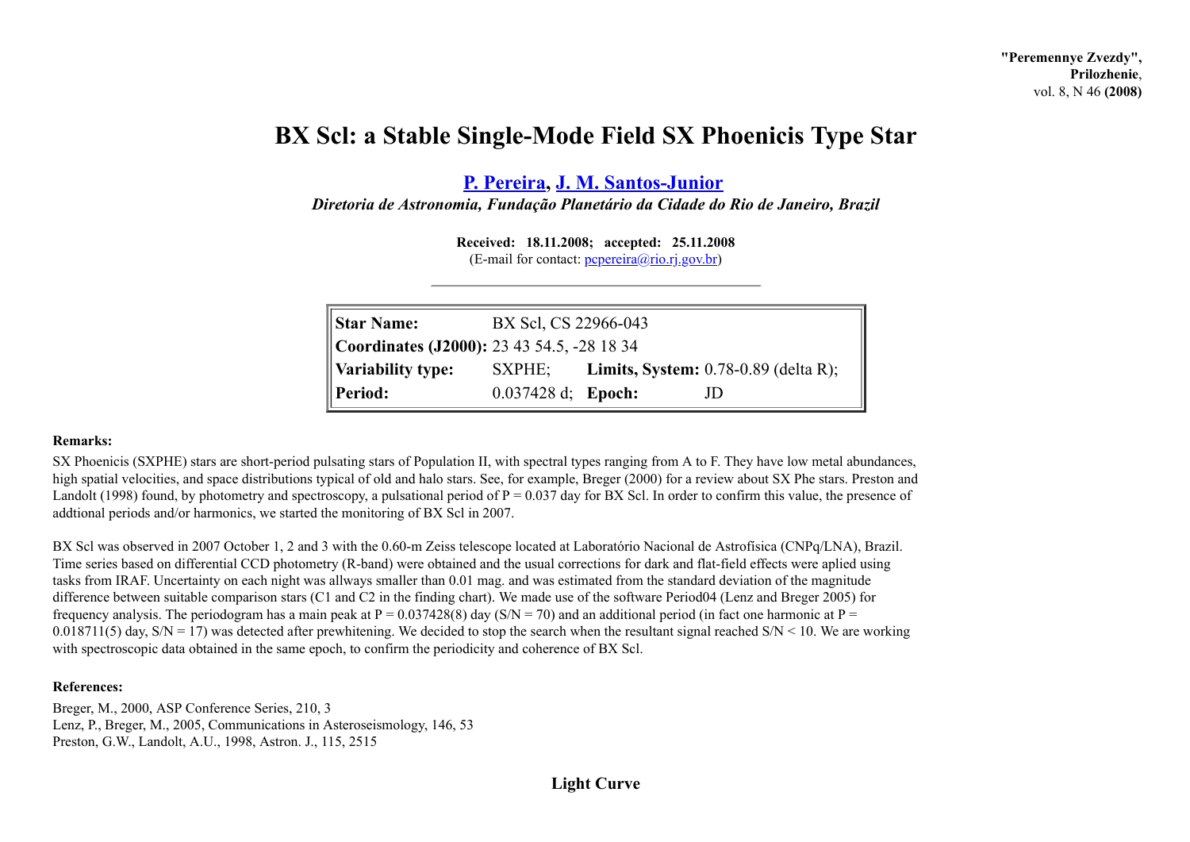# BX Scl: a Stable Single-Mode Field SX Phoenicis Type Star

**P. Pereira, J. M. Santos-Junior**

*Diretoria de Astronomia, Fundação Planetário da Cidade do Rio de Janeiro, Brazil*

**Received: 18.11.2008; accepted: 25.11.2008**
(E-mail for contact: pcpereira@rio.rj.gov.br)

| | | | |
|---|---|---|---|
| **Star Name:** | BX Scl, CS 22966-043 | | |
| **Coordinates (J2000):** | 23 43 54.5, -28 18 34 | | |
| **Variability type:** | SXPHE; | **Limits, System:** | 0.78-0.89 (delta R); |
| **Period:** | 0.037428 d; | **Epoch:** | JD |

**Remarks:**

SX Phoenicis (SXPHE) stars are short-period pulsating stars of Population II, with spectral types ranging from A to F. They have low metal abundances, high spatial velocities, and space distributions typical of old and halo stars. See, for example, Breger (2000) for a review about SX Phe stars. Preston and Landolt (1998) found, by photometry and spectroscopy, a pulsational period of P = 0.037 day for BX Scl. In order to confirm this value, the presence of addtional periods and/or harmonics, we started the monitoring of BX Scl in 2007.

BX Scl was observed in 2007 October 1, 2 and 3 with the 0.60-m Zeiss telescope located at Laboratório Nacional de Astrofísica (CNPq/LNA), Brazil. Time series based on differential CCD photometry (R-band) were obtained and the usual corrections for dark and flat-field effects were aplied using tasks from IRAF. Uncertainty on each night was allways smaller than 0.01 mag. and was estimated from the standard deviation of the magnitude difference between suitable comparison stars (C1 and C2 in the finding chart). We made use of the software Period04 (Lenz and Breger 2005) for frequency analysis. The periodogram has a main peak at P = 0.037428(8) day (S/N = 70) and an additional period (in fact one harmonic at P = 0.018711(5) day, S/N = 17) was detected after prewhitening. We decided to stop the search when the resultant signal reached S/N < 10. We are working with spectroscopic data obtained in the same epoch, to confirm the periodicity and coherence of BX Scl.

**References:**

Breger, M., 2000, ASP Conference Series, 210, 3
Lenz, P., Breger, M., 2005, Communications in Asteroseismology, 146, 53
Preston, G.W., Landolt, A.U., 1998, Astron. J., 115, 2515

## Light Curve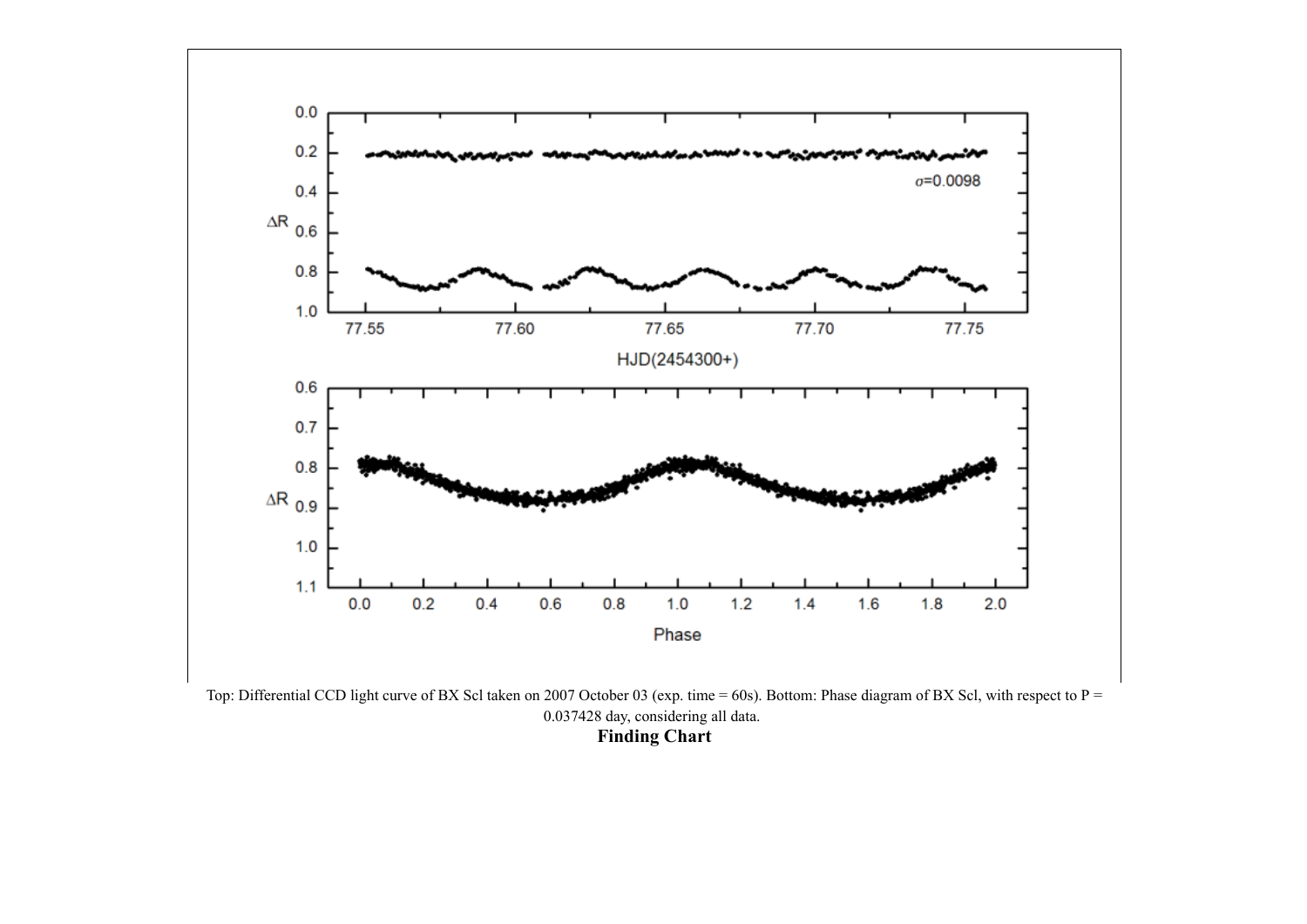Top: Differential CCD light curve of BX Scl taken on 2007 October 03 (exp. time = 60s). Bottom: Phase diagram of BX Scl, with respect to P = 0.037428 day, considering all data.

**Finding Chart**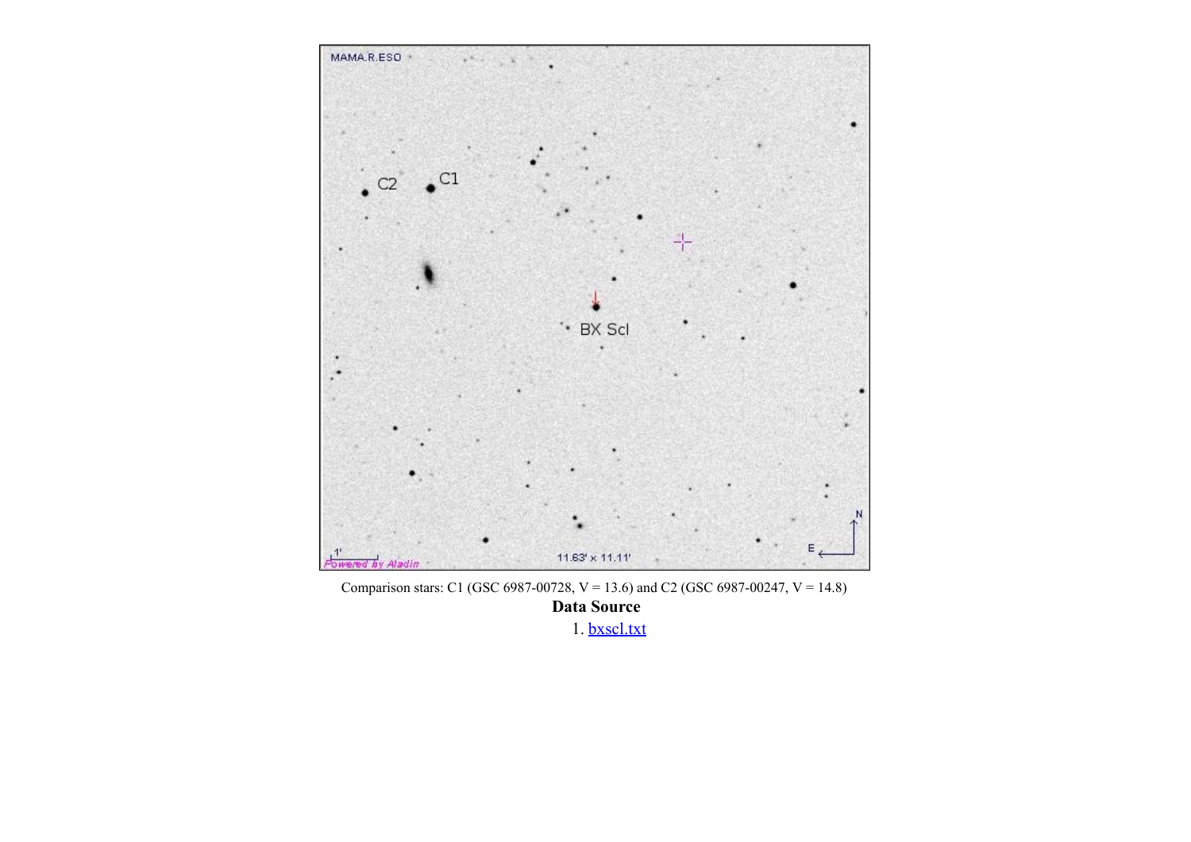Comparison stars: C1 (GSC 6987-00728, V = 13.6) and C2 (GSC 6987-00247, V = 14.8)

**Data Source**

1. bxscl.txt